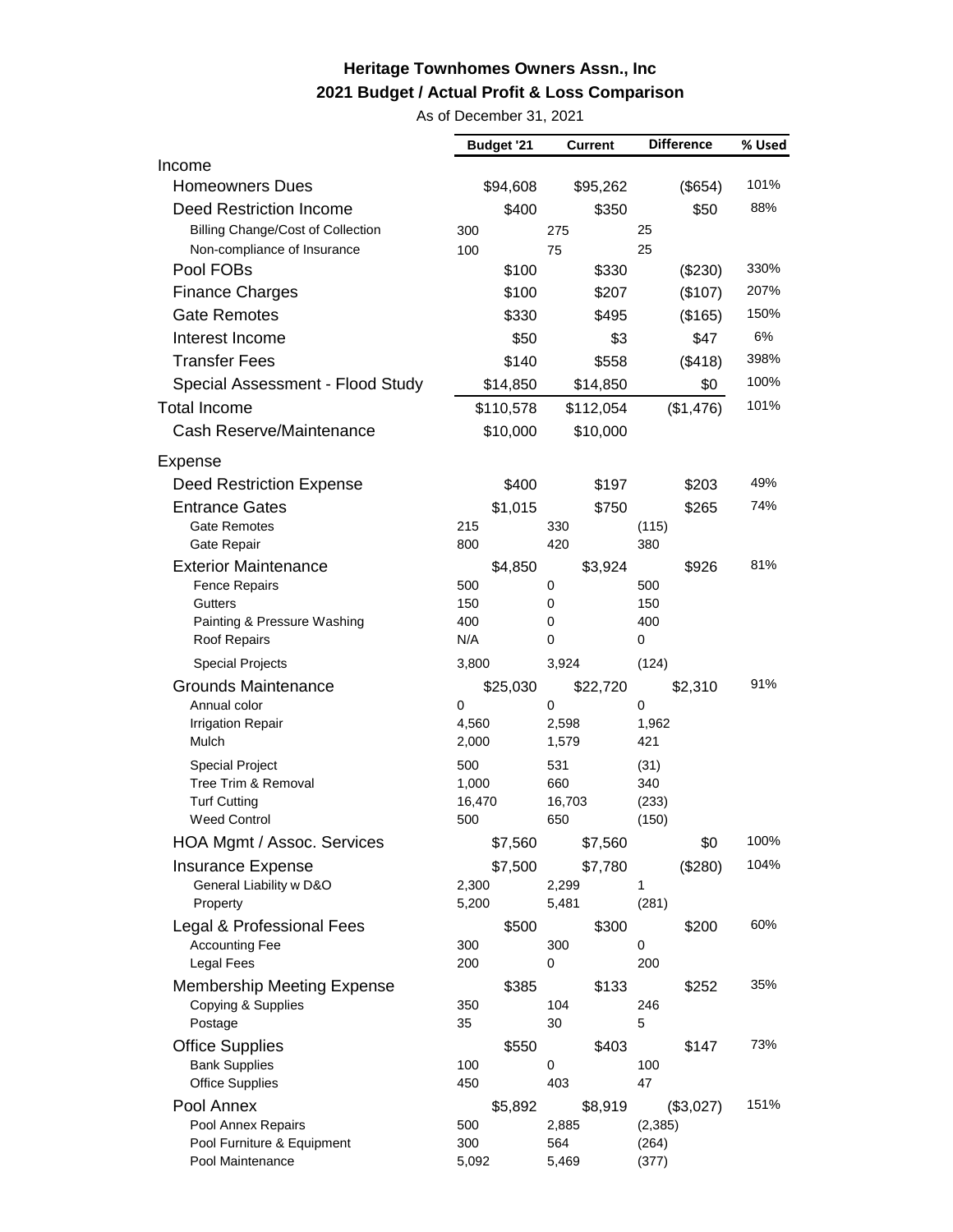# Heritage Townhomes Owners Assn., Inc

## 2021 Budget / Actual Profit & Loss Comparison

As of December 31, 2021

| | Budget '21 | Current | Difference | % Used |
|---|---|---|---|---|
| Income | | | | |
| Homeowners Dues | $94,608 | $95,262 | ($654) | 101% |
| Deed Restriction Income | $400 | $350 | $50 | 88% |
| Billing Change/Cost of Collection | 300 | 275 | 25 | |
| Non-compliance of Insurance | 100 | 75 | 25 | |
| Pool FOBs | $100 | $330 | ($230) | 330% |
| Finance Charges | $100 | $207 | ($107) | 207% |
| Gate Remotes | $330 | $495 | ($165) | 150% |
| Interest Income | $50 | $3 | $47 | 6% |
| Transfer Fees | $140 | $558 | ($418) | 398% |
| Special Assessment - Flood Study | $14,850 | $14,850 | $0 | 100% |
| Total Income | $110,578 | $112,054 | ($1,476) | 101% |
| Cash Reserve/Maintenance | $10,000 | $10,000 | | |
| Expense | | | | |
| Deed Restriction Expense | $400 | $197 | $203 | 49% |
| Entrance Gates | $1,015 | $750 | $265 | 74% |
| Gate Remotes | 215 | 330 | (115) | |
| Gate Repair | 800 | 420 | 380 | |
| Exterior Maintenance | $4,850 | $3,924 | $926 | 81% |
| Fence Repairs | 500 | 0 | 500 | |
| Gutters | 150 | 0 | 150 | |
| Painting & Pressure Washing | 400 | 0 | 400 | |
| Roof Repairs | N/A | 0 | 0 | |
| Special Projects | 3,800 | 3,924 | (124) | |
| Grounds Maintenance | $25,030 | $22,720 | $2,310 | 91% |
| Annual color | 0 | 0 | 0 | |
| Irrigation Repair | 4,560 | 2,598 | 1,962 | |
| Mulch | 2,000 | 1,579 | 421 | |
| Special Project | 500 | 531 | (31) | |
| Tree Trim & Removal | 1,000 | 660 | 340 | |
| Turf Cutting | 16,470 | 16,703 | (233) | |
| Weed Control | 500 | 650 | (150) | |
| HOA Mgmt / Assoc. Services | $7,560 | $7,560 | $0 | 100% |
| Insurance Expense | $7,500 | $7,780 | ($280) | 104% |
| General Liability w D&O | 2,300 | 2,299 | 1 | |
| Property | 5,200 | 5,481 | (281) | |
| Legal & Professional Fees | $500 | $300 | $200 | 60% |
| Accounting Fee | 300 | 300 | 0 | |
| Legal Fees | 200 | 0 | 200 | |
| Membership Meeting Expense | $385 | $133 | $252 | 35% |
| Copying & Supplies | 350 | 104 | 246 | |
| Postage | 35 | 30 | 5 | |
| Office Supplies | $550 | $403 | $147 | 73% |
| Bank Supplies | 100 | 0 | 100 | |
| Office Supplies | 450 | 403 | 47 | |
| Pool Annex | $5,892 | $8,919 | ($3,027) | 151% |
| Pool Annex Repairs | 500 | 2,885 | (2,385) | |
| Pool Furniture & Equipment | 300 | 564 | (264) | |
| Pool Maintenance | 5,092 | 5,469 | (377) | |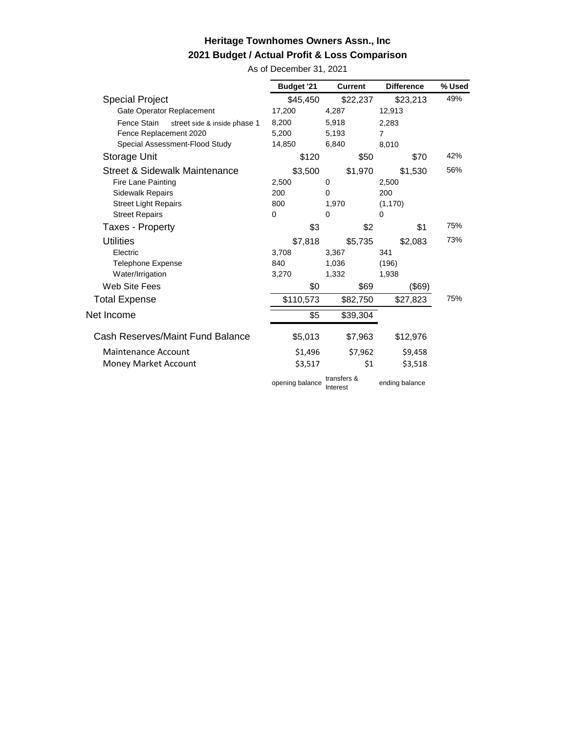# Heritage Townhomes Owners Assn., Inc

## 2021 Budget / Actual Profit & Loss Comparison

As of December 31, 2021

| | Budget '21 | Current | Difference | % Used |
|---|---|---|---|---|
| Special Project | $45,450 | $22,237 | $23,213 | 49% |
| Gate Operator Replacement | 17,200 | 4,287 | 12,913 | |
| Fence Stain street side & inside phase 1 | 8,200 | 5,918 | 2,283 | |
| Fence Replacement 2020 | 5,200 | 5,193 | 7 | |
| Special Assessment-Flood Study | 14,850 | 6,840 | 8,010 | |
| Storage Unit | $120 | $50 | $70 | 42% |
| Street & Sidewalk Maintenance | $3,500 | $1,970 | $1,530 | 56% |
| Fire Lane Painting | 2,500 | 0 | 2,500 | |
| Sidewalk Repairs | 200 | 0 | 200 | |
| Street Light Repairs | 800 | 1,970 | (1,170) | |
| Street Repairs | 0 | 0 | 0 | |
| Taxes - Property | $3 | $2 | $1 | 75% |
| Utilities | $7,818 | $5,735 | $2,083 | 73% |
| Electric | 3,708 | 3,367 | 341 | |
| Telephone Expense | 840 | 1,036 | (196) | |
| Water/Irrigation | 3,270 | 1,332 | 1,938 | |
| Web Site Fees | $0 | $69 | ($69) | |
| Total Expense | $110,573 | $82,750 | $27,823 | 75% |
| Net Income | $5 | $39,304 | | |

| | opening balance | transfers & Interest | ending balance |
|---|---|---|---|
| Cash Reserves/Maint Fund Balance | $5,013 | $7,963 | $12,976 |
| Maintenance Account | $1,496 | $7,962 | $9,458 |
| Money Market Account | $3,517 | $1 | $3,518 |